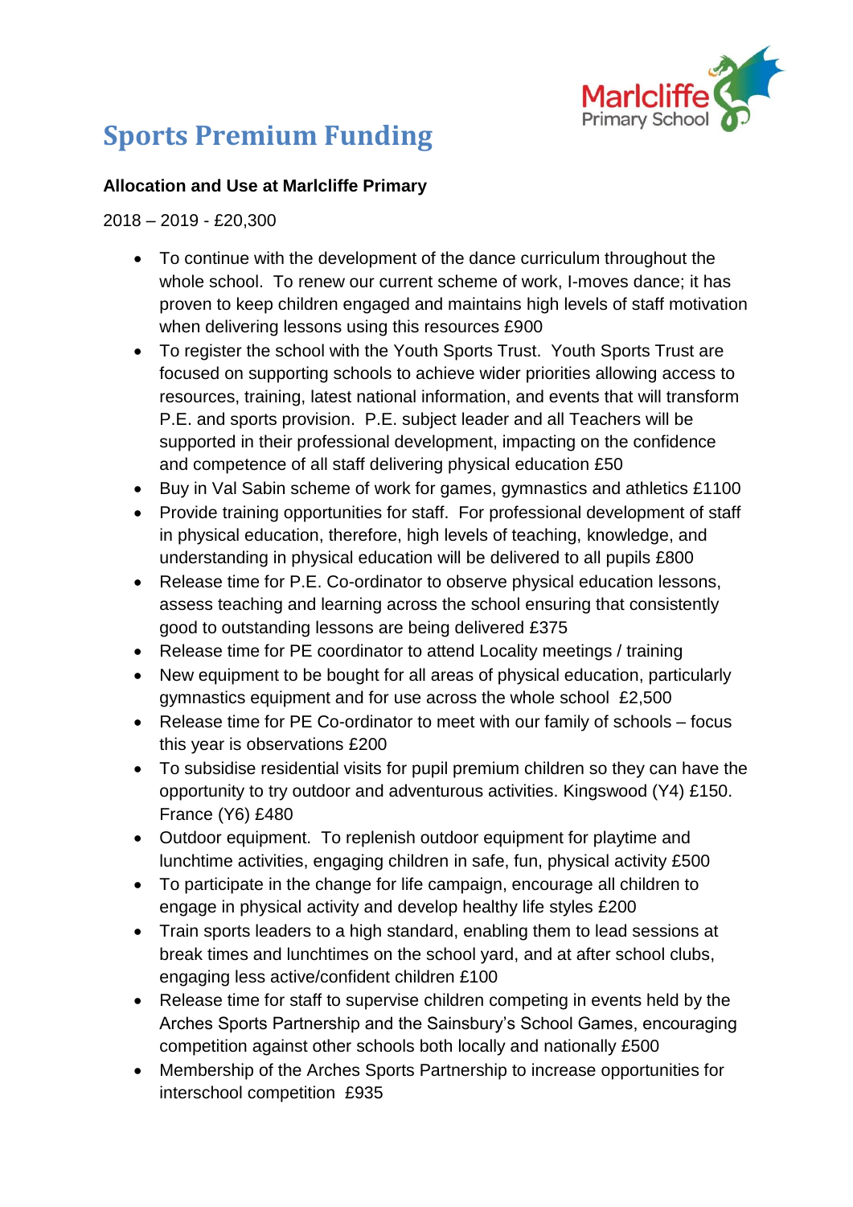# Sports Premium Funding

**Allocation and Use at Marlcliffe Primary**

2018 – 2019 - £20,300

- To continue with the development of the dance curriculum throughout the whole school. To renew our current scheme of work, I-moves dance; it has proven to keep children engaged and maintains high levels of staff motivation when delivering lessons using this resources £900
- To register the school with the Youth Sports Trust. Youth Sports Trust are focused on supporting schools to achieve wider priorities allowing access to resources, training, latest national information, and events that will transform P.E. and sports provision. P.E. subject leader and all Teachers will be supported in their professional development, impacting on the confidence and competence of all staff delivering physical education £50
- Buy in Val Sabin scheme of work for games, gymnastics and athletics £1100
- Provide training opportunities for staff. For professional development of staff in physical education, therefore, high levels of teaching, knowledge, and understanding in physical education will be delivered to all pupils £800
- Release time for P.E. Co-ordinator to observe physical education lessons, assess teaching and learning across the school ensuring that consistently good to outstanding lessons are being delivered £375
- Release time for PE coordinator to attend Locality meetings / training
- New equipment to be bought for all areas of physical education, particularly gymnastics equipment and for use across the whole school £2,500
- Release time for PE Co-ordinator to meet with our family of schools – focus this year is observations £200
- To subsidise residential visits for pupil premium children so they can have the opportunity to try outdoor and adventurous activities. Kingswood (Y4) £150. France (Y6) £480
- Outdoor equipment. To replenish outdoor equipment for playtime and lunchtime activities, engaging children in safe, fun, physical activity £500
- To participate in the change for life campaign, encourage all children to engage in physical activity and develop healthy life styles £200
- Train sports leaders to a high standard, enabling them to lead sessions at break times and lunchtimes on the school yard, and at after school clubs, engaging less active/confident children £100
- Release time for staff to supervise children competing in events held by the Arches Sports Partnership and the Sainsbury's School Games, encouraging competition against other schools both locally and nationally £500
- Membership of the Arches Sports Partnership to increase opportunities for interschool competition £935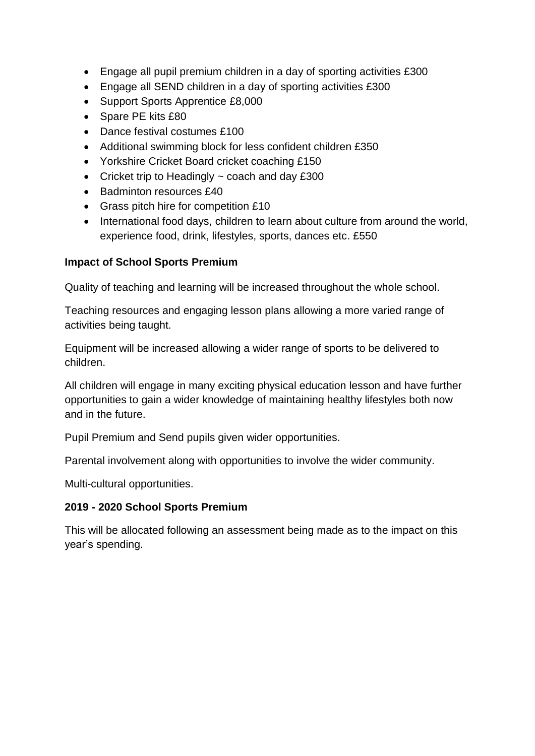- Engage all pupil premium children in a day of sporting activities £300
- Engage all SEND children in a day of sporting activities £300
- Support Sports Apprentice £8,000
- Spare PE kits £80
- Dance festival costumes £100
- Additional swimming block for less confident children £350
- Yorkshire Cricket Board cricket coaching £150
- Cricket trip to Headingly ~ coach and day £300
- Badminton resources £40
- Grass pitch hire for competition £10
- International food days, children to learn about culture from around the world, experience food, drink, lifestyles, sports, dances etc. £550

**Impact of School Sports Premium**

Quality of teaching and learning will be increased throughout the whole school.

Teaching resources and engaging lesson plans allowing a more varied range of activities being taught.

Equipment will be increased allowing a wider range of sports to be delivered to children.

All children will engage in many exciting physical education lesson and have further opportunities to gain a wider knowledge of maintaining healthy lifestyles both now and in the future.

Pupil Premium and Send pupils given wider opportunities.

Parental involvement along with opportunities to involve the wider community.

Multi-cultural opportunities.

**2019 - 2020 School Sports Premium**

This will be allocated following an assessment being made as to the impact on this year's spending.